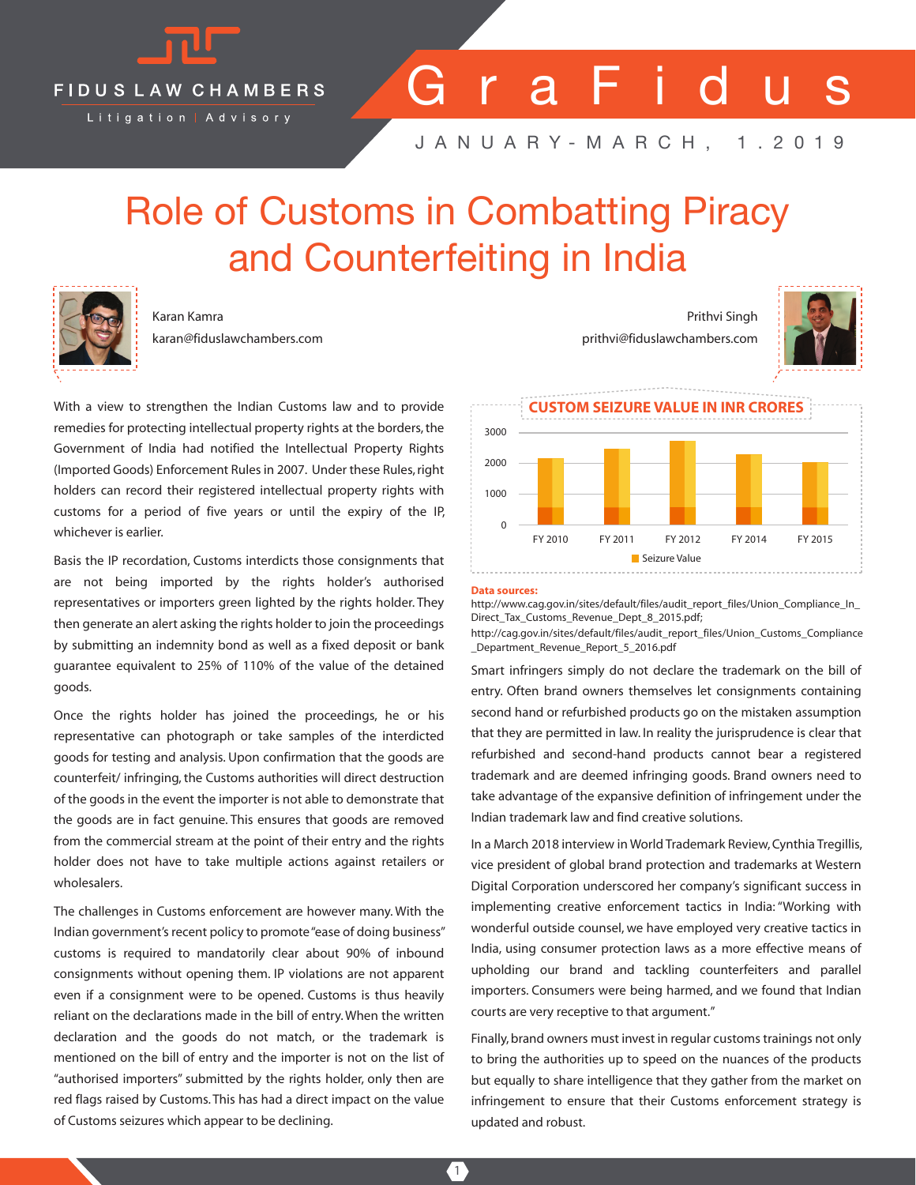# Role of Customs in Combatting Piracy and Counterfeiting in India

Karan Kamra
karan@fiduslawchambers.com

Prithvi Singh
prithvi@fiduslawchambers.com

With a view to strengthen the Indian Customs law and to provide remedies for protecting intellectual property rights at the borders, the Government of India had notified the Intellectual Property Rights (Imported Goods) Enforcement Rules in 2007. Under these Rules, right holders can record their registered intellectual property rights with customs for a period of five years or until the expiry of the IP, whichever is earlier.

Basis the IP recordation, Customs interdicts those consignments that are not being imported by the rights holder's authorised representatives or importers green lighted by the rights holder. They then generate an alert asking the rights holder to join the proceedings by submitting an indemnity bond as well as a fixed deposit or bank guarantee equivalent to 25% of 110% of the value of the detained goods.

Once the rights holder has joined the proceedings, he or his representative can photograph or take samples of the interdicted goods for testing and analysis. Upon confirmation that the goods are counterfeit/ infringing, the Customs authorities will direct destruction of the goods in the event the importer is not able to demonstrate that the goods are in fact genuine. This ensures that goods are removed from the commercial stream at the point of their entry and the rights holder does not have to take multiple actions against retailers or wholesalers.

The challenges in Customs enforcement are however many. With the Indian government's recent policy to promote "ease of doing business" customs is required to mandatorily clear about 90% of inbound consignments without opening them. IP violations are not apparent even if a consignment were to be opened. Customs is thus heavily reliant on the declarations made in the bill of entry. When the written declaration and the goods do not match, or the trademark is mentioned on the bill of entry and the importer is not on the list of "authorised importers" submitted by the rights holder, only then are red flags raised by Customs. This has had a direct impact on the value of Customs seizures which appear to be declining.

**CUSTOM SEIZURE VALUE IN INR CRORES**

3000
2000
1000
0
FY 2010
FY 2011
FY 2012
FY 2014
FY 2015
Seizure Value

**Data sources:**
http://www.cag.gov.in/sites/default/files/audit_report_files/Union_Compliance_In_Direct_Tax_Customs_Revenue_Dept_8_2015.pdf;
http://cag.gov.in/sites/default/files/audit_report_files/Union_Customs_Compliance_Department_Revenue_Report_5_2016.pdf

Smart infringers simply do not declare the trademark on the bill of entry. Often brand owners themselves let consignments containing second hand or refurbished products go on the mistaken assumption that they are permitted in law. In reality the jurisprudence is clear that refurbished and second-hand products cannot bear a registered trademark and are deemed infringing goods. Brand owners need to take advantage of the expansive definition of infringement under the Indian trademark law and find creative solutions.

In a March 2018 interview in World Trademark Review, Cynthia Tregillis, vice president of global brand protection and trademarks at Western Digital Corporation underscored her company's significant success in implementing creative enforcement tactics in India: "Working with wonderful outside counsel, we have employed very creative tactics in India, using consumer protection laws as a more effective means of upholding our brand and tackling counterfeiters and parallel importers. Consumers were being harmed, and we found that Indian courts are very receptive to that argument."

Finally, brand owners must invest in regular customs trainings not only to bring the authorities up to speed on the nuances of the products but equally to share intelligence that they gather from the market on infringement to ensure that their Customs enforcement strategy is updated and robust.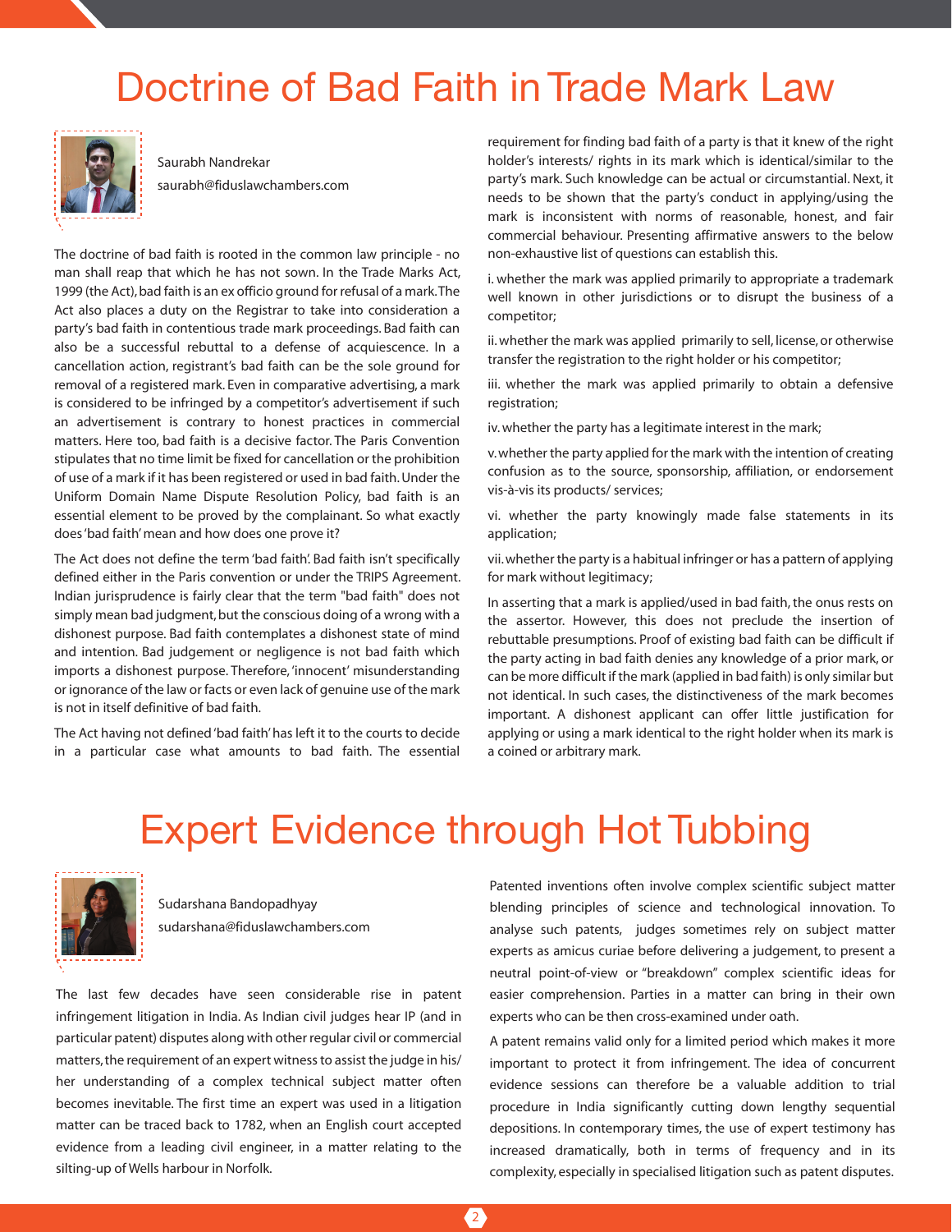# Doctrine of Bad Faith in Trade Mark Law

Saurabh Nandrekar
saurabh@fiduslawchambers.com

The doctrine of bad faith is rooted in the common law principle - no man shall reap that which he has not sown. In the Trade Marks Act, 1999 (the Act), bad faith is an ex officio ground for refusal of a mark. The Act also places a duty on the Registrar to take into consideration a party's bad faith in contentious trade mark proceedings. Bad faith can also be a successful rebuttal to a defense of acquiescence. In a cancellation action, registrant's bad faith can be the sole ground for removal of a registered mark. Even in comparative advertising, a mark is considered to be infringed by a competitor's advertisement if such an advertisement is contrary to honest practices in commercial matters. Here too, bad faith is a decisive factor. The Paris Convention stipulates that no time limit be fixed for cancellation or the prohibition of use of a mark if it has been registered or used in bad faith. Under the Uniform Domain Name Dispute Resolution Policy, bad faith is an essential element to be proved by the complainant. So what exactly does 'bad faith' mean and how does one prove it?

The Act does not define the term 'bad faith'. Bad faith isn't specifically defined either in the Paris convention or under the TRIPS Agreement. Indian jurisprudence is fairly clear that the term "bad faith" does not simply mean bad judgment, but the conscious doing of a wrong with a dishonest purpose. Bad faith contemplates a dishonest state of mind and intention. Bad judgement or negligence is not bad faith which imports a dishonest purpose. Therefore, 'innocent' misunderstanding or ignorance of the law or facts or even lack of genuine use of the mark is not in itself definitive of bad faith.

The Act having not defined 'bad faith' has left it to the courts to decide in a particular case what amounts to bad faith. The essential requirement for finding bad faith of a party is that it knew of the right holder's interests/ rights in its mark which is identical/similar to the party's mark. Such knowledge can be actual or circumstantial. Next, it needs to be shown that the party's conduct in applying/using the mark is inconsistent with norms of reasonable, honest, and fair commercial behaviour. Presenting affirmative answers to the below non-exhaustive list of questions can establish this.

i. whether the mark was applied primarily to appropriate a trademark well known in other jurisdictions or to disrupt the business of a competitor;

ii. whether the mark was applied primarily to sell, license, or otherwise transfer the registration to the right holder or his competitor;

iii. whether the mark was applied primarily to obtain a defensive registration;

iv. whether the party has a legitimate interest in the mark;

v. whether the party applied for the mark with the intention of creating confusion as to the source, sponsorship, affiliation, or endorsement vis-à-vis its products/ services;

vi. whether the party knowingly made false statements in its application;

vii. whether the party is a habitual infringer or has a pattern of applying for mark without legitimacy;

In asserting that a mark is applied/used in bad faith, the onus rests on the assertor. However, this does not preclude the insertion of rebuttable presumptions. Proof of existing bad faith can be difficult if the party acting in bad faith denies any knowledge of a prior mark, or can be more difficult if the mark (applied in bad faith) is only similar but not identical. In such cases, the distinctiveness of the mark becomes important. A dishonest applicant can offer little justification for applying or using a mark identical to the right holder when its mark is a coined or arbitrary mark.

# Expert Evidence through Hot Tubbing

Sudarshana Bandopadhyay
sudarshana@fiduslawchambers.com

The last few decades have seen considerable rise in patent infringement litigation in India. As Indian civil judges hear IP (and in particular patent) disputes along with other regular civil or commercial matters, the requirement of an expert witness to assist the judge in his/her understanding of a complex technical subject matter often becomes inevitable. The first time an expert was used in a litigation matter can be traced back to 1782, when an English court accepted evidence from a leading civil engineer, in a matter relating to the silting-up of Wells harbour in Norfolk.

Patented inventions often involve complex scientific subject matter blending principles of science and technological innovation. To analyse such patents, judges sometimes rely on subject matter experts as amicus curiae before delivering a judgement, to present a neutral point-of-view or "breakdown" complex scientific ideas for easier comprehension. Parties in a matter can bring in their own experts who can be then cross-examined under oath.

A patent remains valid only for a limited period which makes it more important to protect it from infringement. The idea of concurrent evidence sessions can therefore be a valuable addition to trial procedure in India significantly cutting down lengthy sequential depositions. In contemporary times, the use of expert testimony has increased dramatically, both in terms of frequency and in its complexity, especially in specialised litigation such as patent disputes.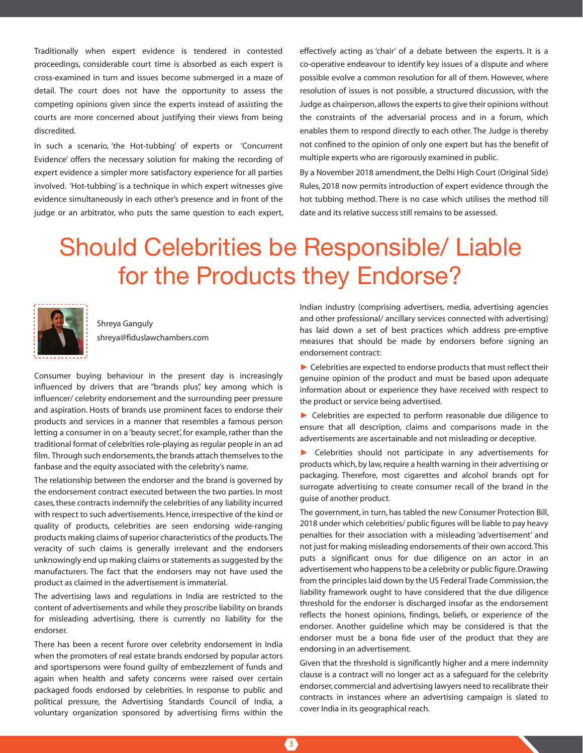Traditionally when expert evidence is tendered in contested proceedings, considerable court time is absorbed as each expert is cross-examined in turn and issues become submerged in a maze of detail. The court does not have the opportunity to assess the competing opinions given since the experts instead of assisting the courts are more concerned about justifying their views from being discredited.

In such a scenario, 'the Hot-tubbing' of experts or 'Concurrent Evidence' offers the necessary solution for making the recording of expert evidence a simpler more satisfactory experience for all parties involved. 'Hot-tubbing' is a technique in which expert witnesses give evidence simultaneously in each other's presence and in front of the judge or an arbitrator, who puts the same question to each expert, effectively acting as 'chair' of a debate between the experts. It is a co-operative endeavour to identify key issues of a dispute and where possible evolve a common resolution for all of them. However, where resolution of issues is not possible, a structured discussion, with the Judge as chairperson, allows the experts to give their opinions without the constraints of the adversarial process and in a forum, which enables them to respond directly to each other. The Judge is thereby not confined to the opinion of only one expert but has the benefit of multiple experts who are rigorously examined in public.

By a November 2018 amendment, the Delhi High Court (Original Side) Rules, 2018 now permits introduction of expert evidence through the hot tubbing method. There is no case which utilises the method till date and its relative success still remains to be assessed.

# Should Celebrities be Responsible/ Liable for the Products they Endorse?

Shreya Ganguly
shreya@fiduslawchambers.com

Consumer buying behaviour in the present day is increasingly influenced by drivers that are "brands plus", key among which is influencer/ celebrity endorsement and the surrounding peer pressure and aspiration. Hosts of brands use prominent faces to endorse their products and services in a manner that resembles a famous person letting a consumer in on a 'beauty secret', for example, rather than the traditional format of celebrities role-playing as regular people in an ad film. Through such endorsements, the brands attach themselves to the fanbase and the equity associated with the celebrity's name.

The relationship between the endorser and the brand is governed by the endorsement contract executed between the two parties. In most cases, these contracts indemnify the celebrities of any liability incurred with respect to such advertisements. Hence, irrespective of the kind or quality of products, celebrities are seen endorsing wide-ranging products making claims of superior characteristics of the products. The veracity of such claims is generally irrelevant and the endorsers unknowingly end up making claims or statements as suggested by the manufacturers. The fact that the endorsers may not have used the product as claimed in the advertisement is immaterial.

The advertising laws and regulations in India are restricted to the content of advertisements and while they proscribe liability on brands for misleading advertising, there is currently no liability for the endorser.

There has been a recent furore over celebrity endorsement in India when the promoters of real estate brands endorsed by popular actors and sportspersons were found guilty of embezzlement of funds and again when health and safety concerns were raised over certain packaged foods endorsed by celebrities. In response to public and political pressure, the Advertising Standards Council of India, a voluntary organization sponsored by advertising firms within the Indian industry (comprising advertisers, media, advertising agencies and other professional/ ancillary services connected with advertising) has laid down a set of best practices which address pre-emptive measures that should be made by endorsers before signing an endorsement contract:

- Celebrities are expected to endorse products that must reflect their genuine opinion of the product and must be based upon adequate information about or experience they have received with respect to the product or service being advertised.
- Celebrities are expected to perform reasonable due diligence to ensure that all description, claims and comparisons made in the advertisements are ascertainable and not misleading or deceptive.
- Celebrities should not participate in any advertisements for products which, by law, require a health warning in their advertising or packaging. Therefore, most cigarettes and alcohol brands opt for surrogate advertising to create consumer recall of the brand in the guise of another product.

The government, in turn, has tabled the new Consumer Protection Bill, 2018 under which celebrities/ public figures will be liable to pay heavy penalties for their association with a misleading 'advertisement' and not just for making misleading endorsements of their own accord. This puts a significant onus for due diligence on an actor in an advertisement who happens to be a celebrity or public figure. Drawing from the principles laid down by the US Federal Trade Commission, the liability framework ought to have considered that the due diligence threshold for the endorser is discharged insofar as the endorsement reflects the honest opinions, findings, beliefs, or experience of the endorser. Another guideline which may be considered is that the endorser must be a bona fide user of the product that they are endorsing in an advertisement.

Given that the threshold is significantly higher and a mere indemnity clause is a contract will no longer act as a safeguard for the celebrity endorser, commercial and advertising lawyers need to recalibrate their contracts in instances where an advertising campaign is slated to cover India in its geographical reach.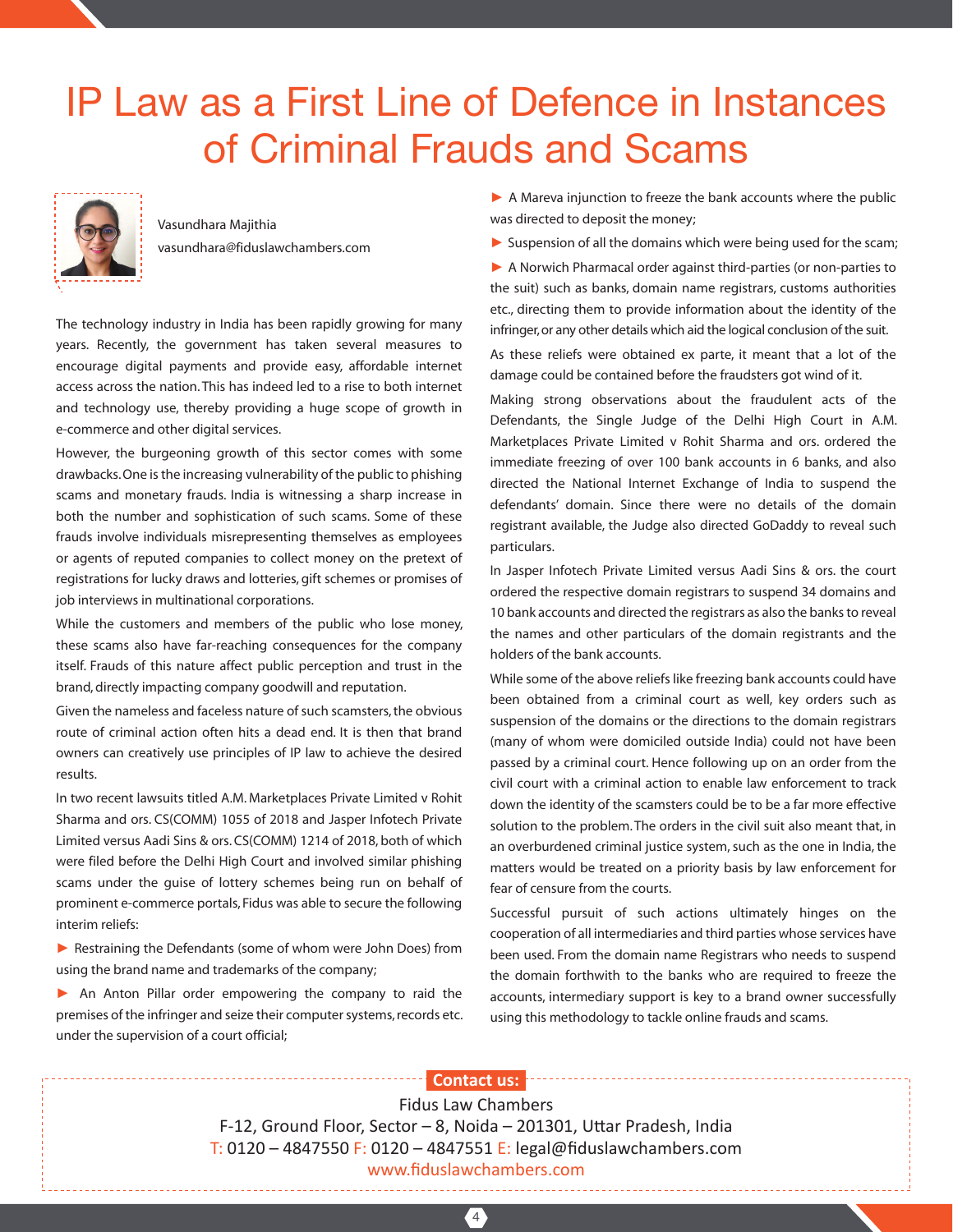# IP Law as a First Line of Defence in Instances of Criminal Frauds and Scams

Vasundhara Majithia
vasundhara@fiduslawchambers.com

The technology industry in India has been rapidly growing for many years. Recently, the government has taken several measures to encourage digital payments and provide easy, affordable internet access across the nation. This has indeed led to a rise to both internet and technology use, thereby providing a huge scope of growth in e-commerce and other digital services.

However, the burgeoning growth of this sector comes with some drawbacks. One is the increasing vulnerability of the public to phishing scams and monetary frauds. India is witnessing a sharp increase in both the number and sophistication of such scams. Some of these frauds involve individuals misrepresenting themselves as employees or agents of reputed companies to collect money on the pretext of registrations for lucky draws and lotteries, gift schemes or promises of job interviews in multinational corporations.

While the customers and members of the public who lose money, these scams also have far-reaching consequences for the company itself. Frauds of this nature affect public perception and trust in the brand, directly impacting company goodwill and reputation.

Given the nameless and faceless nature of such scamsters, the obvious route of criminal action often hits a dead end. It is then that brand owners can creatively use principles of IP law to achieve the desired results.

In two recent lawsuits titled A.M. Marketplaces Private Limited v Rohit Sharma and ors. CS(COMM) 1055 of 2018 and Jasper Infotech Private Limited versus Aadi Sins & ors. CS(COMM) 1214 of 2018, both of which were filed before the Delhi High Court and involved similar phishing scams under the guise of lottery schemes being run on behalf of prominent e-commerce portals, Fidus was able to secure the following interim reliefs:

- Restraining the Defendants (some of whom were John Does) from using the brand name and trademarks of the company;
- An Anton Pillar order empowering the company to raid the premises of the infringer and seize their computer systems, records etc. under the supervision of a court official;
- A Mareva injunction to freeze the bank accounts where the public was directed to deposit the money;
- Suspension of all the domains which were being used for the scam;
- A Norwich Pharmacal order against third-parties (or non-parties to the suit) such as banks, domain name registrars, customs authorities etc., directing them to provide information about the identity of the infringer, or any other details which aid the logical conclusion of the suit.

As these reliefs were obtained ex parte, it meant that a lot of the damage could be contained before the fraudsters got wind of it.

Making strong observations about the fraudulent acts of the Defendants, the Single Judge of the Delhi High Court in A.M. Marketplaces Private Limited v Rohit Sharma and ors. ordered the immediate freezing of over 100 bank accounts in 6 banks, and also directed the National Internet Exchange of India to suspend the defendants' domain. Since there were no details of the domain registrant available, the Judge also directed GoDaddy to reveal such particulars.

In Jasper Infotech Private Limited versus Aadi Sins & ors. the court ordered the respective domain registrars to suspend 34 domains and 10 bank accounts and directed the registrars as also the banks to reveal the names and other particulars of the domain registrants and the holders of the bank accounts.

While some of the above reliefs like freezing bank accounts could have been obtained from a criminal court as well, key orders such as suspension of the domains or the directions to the domain registrars (many of whom were domiciled outside India) could not have been passed by a criminal court. Hence following up on an order from the civil court with a criminal action to enable law enforcement to track down the identity of the scamsters could be to be a far more effective solution to the problem. The orders in the civil suit also meant that, in an overburdened criminal justice system, such as the one in India, the matters would be treated on a priority basis by law enforcement for fear of censure from the courts.

Successful pursuit of such actions ultimately hinges on the cooperation of all intermediaries and third parties whose services have been used. From the domain name Registrars who needs to suspend the domain forthwith to the banks who are required to freeze the accounts, intermediary support is key to a brand owner successfully using this methodology to tackle online frauds and scams.

**Contact us:**

Fidus Law Chambers
F-12, Ground Floor, Sector – 8, Noida – 201301, Uttar Pradesh, India
T: 0120 – 4847550 F: 0120 – 4847551 E: legal@fiduslawchambers.com
www.fiduslawchambers.com